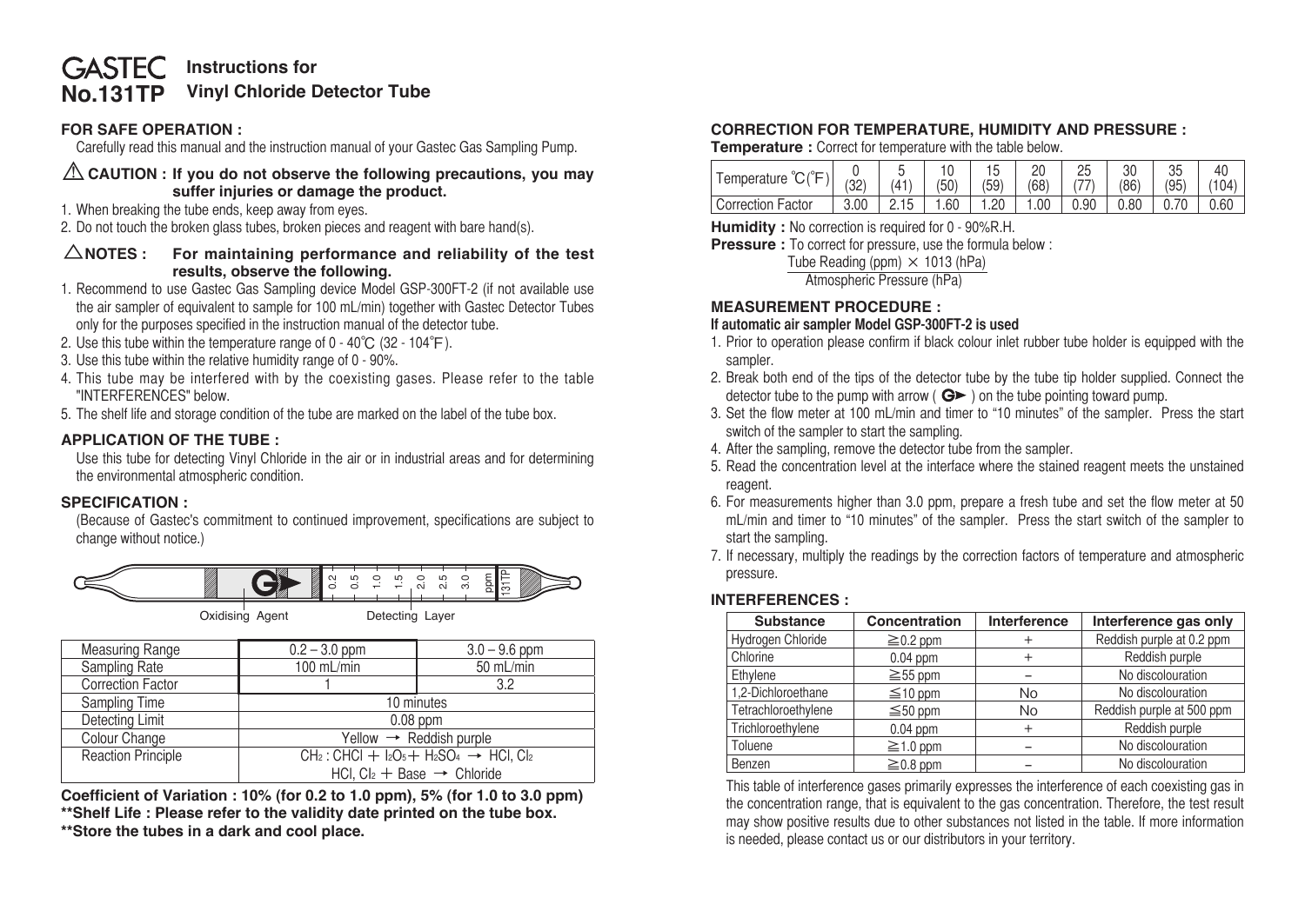# GASTEC No.131TP Instructions for Vinyl Chloride Detector Tube

## FOR SAFE OPERATION :

Carefully read this manual and the instruction manual of your Gastec Gas Sampling Pump.

### ⚠ CAUTION : If you do not observe the following precautions, you may suffer injuries or damage the product.

1. When breaking the tube ends, keep away from eyes.
2. Do not touch the broken glass tubes, broken pieces and reagent with bare hand(s).

### △NOTES : For maintaining performance and reliability of the test results, observe the following.

1. Recommend to use Gastec Gas Sampling device Model GSP-300FT-2 (if not available use the air sampler of equivalent to sample for 100 mL/min) together with Gastec Detector Tubes only for the purposes specified in the instruction manual of the detector tube.
2. Use this tube within the temperature range of 0 - 40℃ (32 - 104℉).
3. Use this tube within the relative humidity range of 0 - 90%.
4. This tube may be interfered with by the coexisting gases. Please refer to the table "INTERFERENCES" below.
5. The shelf life and storage condition of the tube are marked on the label of the tube box.

## APPLICATION OF THE TUBE :

Use this tube for detecting Vinyl Chloride in the air or in industrial areas and for determining the environmental atmospheric condition.

## SPECIFICATION :

(Because of Gastec's commitment to continued improvement, specifications are subject to change without notice.)

Oxidising Agent — Detecting Layer (scale: 0.2, 0.5, 1.0, 1.5, 2.0, 2.5, 3.0 ppm, 131TP)

| Measuring Range | 0.2 – 3.0 ppm | 3.0 – 9.6 ppm |
|---|---|---|
| Sampling Rate | 100 mL/min | 50 mL/min |
| Correction Factor | 1 | 3.2 |
| Sampling Time | 10 minutes | |
| Detecting Limit | 0.08 ppm | |
| Colour Change | Yellow → Reddish purple | |
| Reaction Principle | $CH_2 : CHCl + I_2O_5 + H_2SO_4 \rightarrow HCl, Cl_2$<br>$HCl, Cl_2 +$ Base → Chloride | |

**Coefficient of Variation : 10% (for 0.2 to 1.0 ppm), 5% (for 1.0 to 3.0 ppm)**
**\*\*Shelf Life : Please refer to the validity date printed on the tube box.**
**\*\*Store the tubes in a dark and cool place.**

## CORRECTION FOR TEMPERATURE, HUMIDITY AND PRESSURE :

**Temperature :** Correct for temperature with the table below.

| Temperature ℃(℉) | 0 (32) | 5 (41) | 10 (50) | 15 (59) | 20 (68) | 25 (77) | 30 (86) | 35 (95) | 40 (104) |
|---|---|---|---|---|---|---|---|---|---|
| Correction Factor | 3.00 | 2.15 | 1.60 | 1.20 | 1.00 | 0.90 | 0.80 | 0.70 | 0.60 |

**Humidity :** No correction is required for 0 - 90%R.H.

**Pressure :** To correct for pressure, use the formula below :

$$\frac{\text{Tube Reading (ppm)} \times 1013 \text{ (hPa)}}{\text{Atmospheric Pressure (hPa)}}$$

## MEASUREMENT PROCEDURE :

**If automatic air sampler Model GSP-300FT-2 is used**

1. Prior to operation please confirm if black colour inlet rubber tube holder is equipped with the sampler.
2. Break both end of the tips of the detector tube by the tube tip holder supplied. Connect the detector tube to the pump with arrow ( G► ) on the tube pointing toward pump.
3. Set the flow meter at 100 mL/min and timer to "10 minutes" of the sampler. Press the start switch of the sampler to start the sampling.
4. After the sampling, remove the detector tube from the sampler.
5. Read the concentration level at the interface where the stained reagent meets the unstained reagent.
6. For measurements higher than 3.0 ppm, prepare a fresh tube and set the flow meter at 50 mL/min and timer to "10 minutes" of the sampler. Press the start switch of the sampler to start the sampling.
7. If necessary, multiply the readings by the correction factors of temperature and atmospheric pressure.

## INTERFERENCES :

| Substance | Concentration | Interference | Interference gas only |
|---|---|---|---|
| Hydrogen Chloride | ≧0.2 ppm | + | Reddish purple at 0.2 ppm |
| Chlorine | 0.04 ppm | + | Reddish purple |
| Ethylene | ≧55 ppm | − | No discolouration |
| 1,2-Dichloroethane | ≦10 ppm | No | No discolouration |
| Tetrachloroethylene | ≦50 ppm | No | Reddish purple at 500 ppm |
| Trichloroethylene | 0.04 ppm | + | Reddish purple |
| Toluene | ≧1.0 ppm | − | No discolouration |
| Benzen | ≧0.8 ppm | − | No discolouration |

This table of interference gases primarily expresses the interference of each coexisting gas in the concentration range, that is equivalent to the gas concentration. Therefore, the test result may show positive results due to other substances not listed in the table. If more information is needed, please contact us or our distributors in your territory.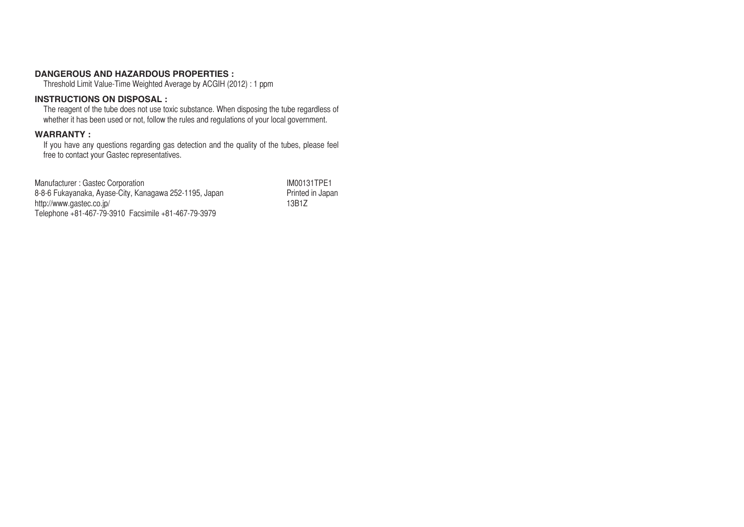**DANGEROUS AND HAZARDOUS PROPERTIES :**

Threshold Limit Value-Time Weighted Average by ACGIH (2012) : 1 ppm

**INSTRUCTIONS ON DISPOSAL :**

The reagent of the tube does not use toxic substance. When disposing the tube regardless of whether it has been used or not, follow the rules and regulations of your local government.

**WARRANTY :**

If you have any questions regarding gas detection and the quality of the tubes, please feel free to contact your Gastec representatives.

Manufacturer : Gastec Corporation
8-8-6 Fukayanaka, Ayase-City, Kanagawa 252-1195, Japan
http://www.gastec.co.jp/
Telephone +81-467-79-3910 Facsimile +81-467-79-3979

IM00131TPE1
Printed in Japan
13B1Z